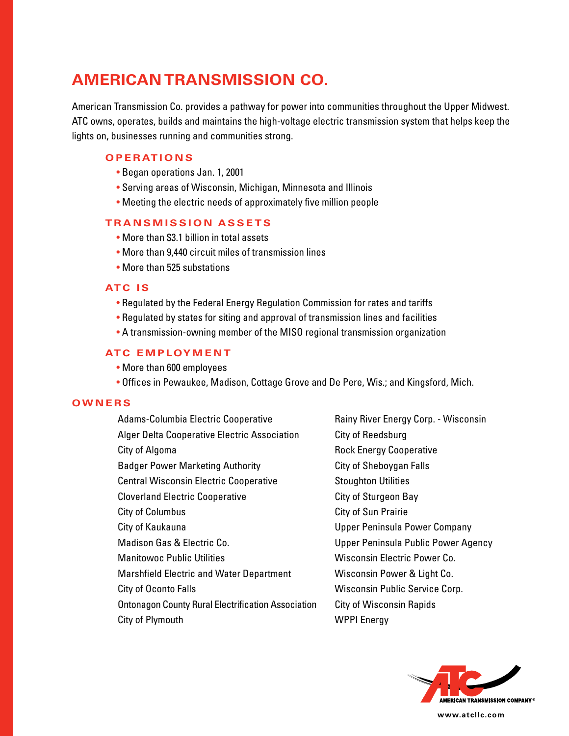# AMERICAN TRANSMISSION CO.

American Transmission Co. provides a pathway for power into communities throughout the Upper Midwest. ATC owns, operates, builds and maintains the high-voltage electric transmission system that helps keep the lights on, businesses running and communities strong.

### OPERATIONS

- Began operations Jan. 1, 2001
- Serving areas of Wisconsin, Michigan, Minnesota and Illinois
- Meeting the electric needs of approximately five million people

### TRANSMISSION ASSETS

- More than $3.1 billion in total assets
- More than 9,440 circuit miles of transmission lines
- More than 525 substations

### ATC IS

- Regulated by the Federal Energy Regulation Commission for rates and tariffs
- Regulated by states for siting and approval of transmission lines and facilities
- A transmission-owning member of the MISO regional transmission organization

### ATC EMPLOYMENT

- More than 600 employees
- Offices in Pewaukee, Madison, Cottage Grove and De Pere, Wis.; and Kingsford, Mich.

## OWNERS

Adams-Columbia Electric Cooperative
Alger Delta Cooperative Electric Association
City of Algoma
Badger Power Marketing Authority
Central Wisconsin Electric Cooperative
Cloverland Electric Cooperative
City of Columbus
City of Kaukauna
Madison Gas & Electric Co.
Manitowoc Public Utilities
Marshfield Electric and Water Department
City of Oconto Falls
Ontonagon County Rural Electrification Association
City of Plymouth
Rainy River Energy Corp. - Wisconsin
City of Reedsburg
Rock Energy Cooperative
City of Sheboygan Falls
Stoughton Utilities
City of Sturgeon Bay
City of Sun Prairie
Upper Peninsula Power Company
Upper Peninsula Public Power Agency
Wisconsin Electric Power Co.
Wisconsin Power & Light Co.
Wisconsin Public Service Corp.
City of Wisconsin Rapids
WPPI Energy

AMERICAN TRANSMISSION COMPANY®

www.atcllc.com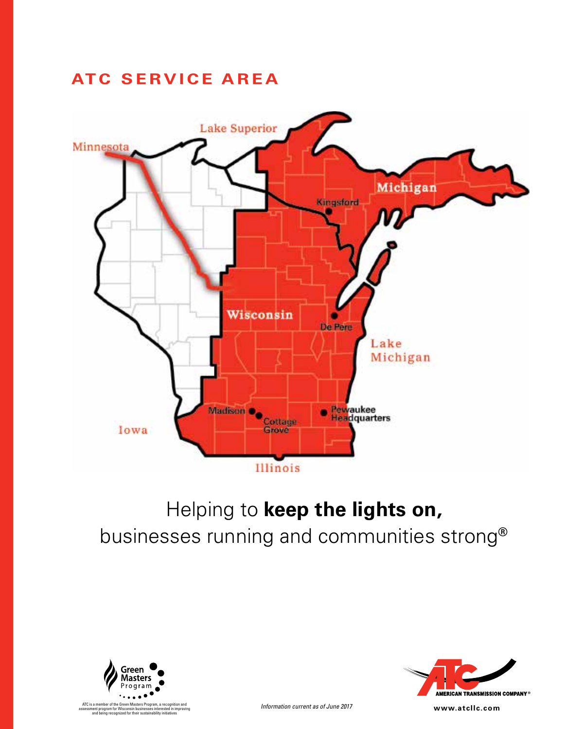# ATC SERVICE AREA

Lake Superior

Minnesota

Michigan

Kingsford

Wisconsin

De Pere

Lake Michigan

Madison

Cottage Grove

Pewaukee Headquarters

Iowa

Illinois

Helping to **keep the lights on,** businesses running and communities strong®

Green Masters Program

ATC is a member of the Green Masters Program, a recognition and assessment program for Wisconsin businesses interested in improving and being recognized for their sustainability initiatives

*Information current as of June 2017*

AMERICAN TRANSMISSION COMPANY®

www.atcllc.com